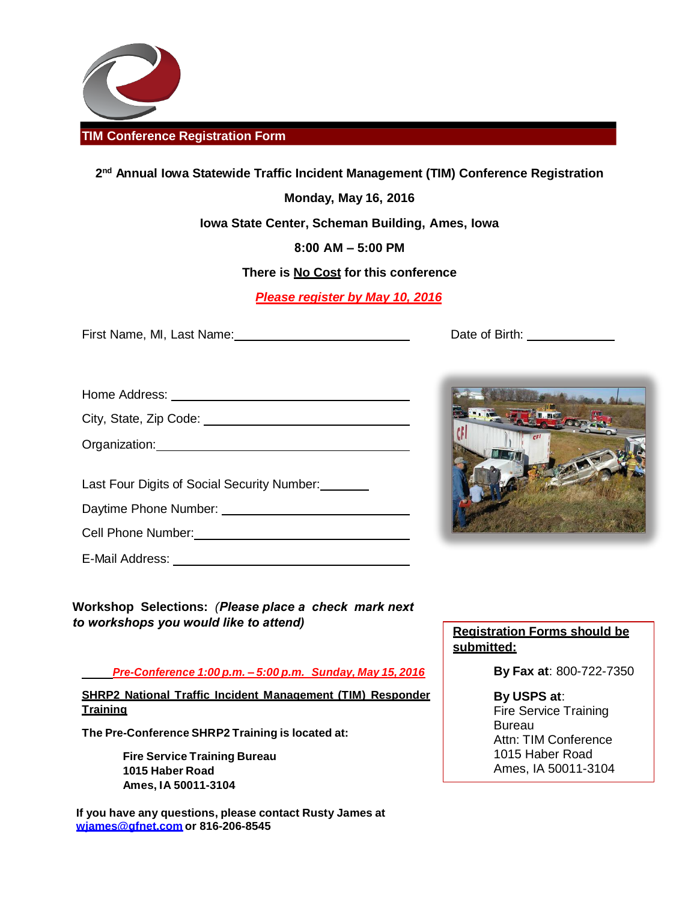## TIM Conference Registration Form

**2nd Annual Iowa Statewide Traffic Incident Management (TIM) Conference Registration**

**Monday, May 16, 2016**

**Iowa State Center, Scheman Building, Ames, Iowa**

**8:00 AM – 5:00 PM**

**There is No Cost for this conference**

***Please register by May 10, 2016***

First Name, MI, Last Name: ______________________________ Date of Birth: ______________

Home Address: ______________________________

City, State, Zip Code: ______________________________

Organization: ______________________________

Last Four Digits of Social Security Number: ________

Daytime Phone Number: ______________________________

Cell Phone Number: ______________________________

E-Mail Address: ______________________________

**Workshop Selections:** ***(Please place a check mark next to workshops you would like to attend)***

_____ ***Pre-Conference 1:00 p.m. – 5:00 p.m. Sunday, May 15, 2016***

**SHRP2 National Traffic Incident Management (TIM) Responder Training**

**The Pre-Conference SHRP2 Training is located at:**

**Fire Service Training Bureau**
**1015 Haber Road**
**Ames, IA 50011-3104**

**If you have any questions, please contact Rusty James at wjames@gfnet.com or 816-206-8545**

**Registration Forms should be submitted:**

**By Fax at**: 800-722-7350

**By USPS at**:
Fire Service Training Bureau
Attn: TIM Conference
1015 Haber Road
Ames, IA 50011-3104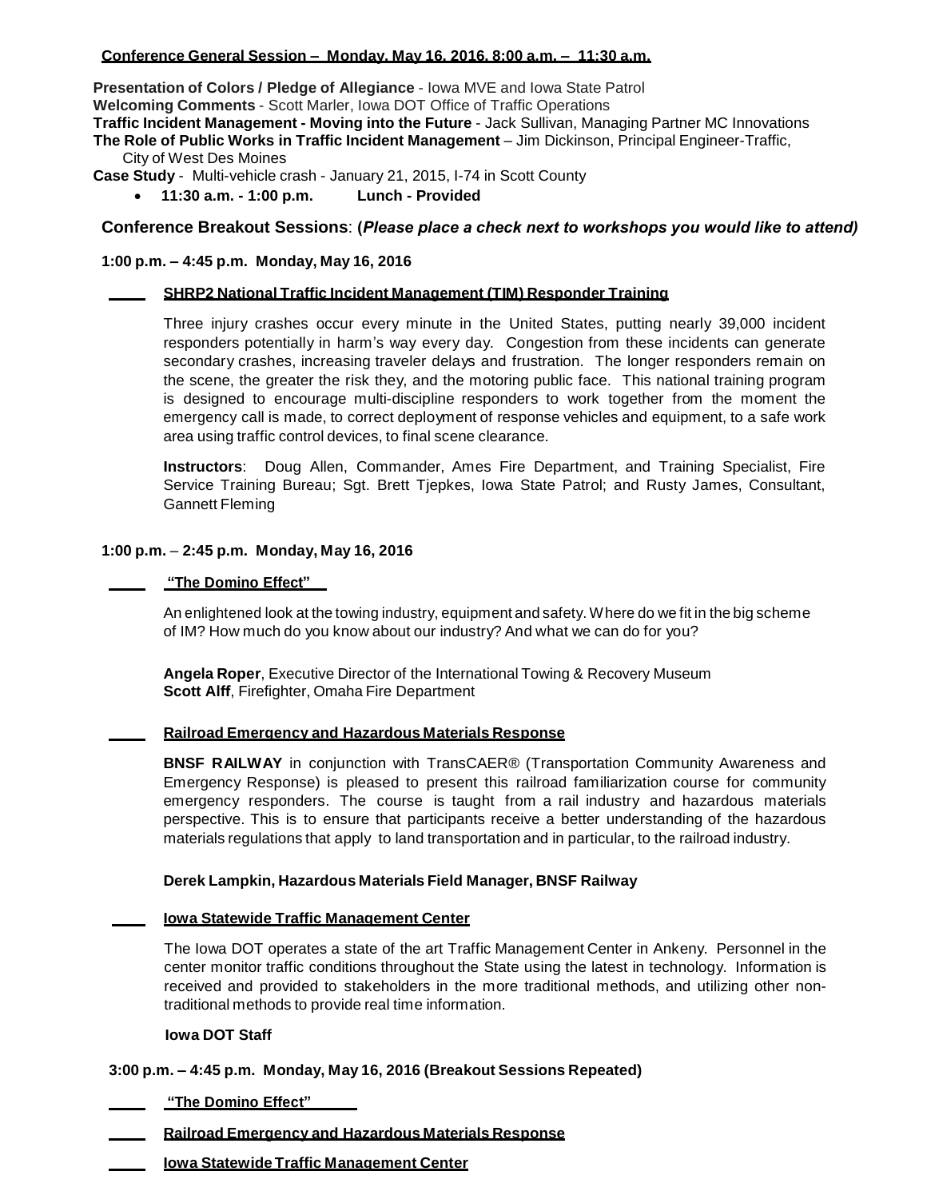**Conference General Session – Monday, May 16, 2016, 8:00 a.m. – 11:30 a.m.**

**Presentation of Colors / Pledge of Allegiance** - Iowa MVE and Iowa State Patrol
**Welcoming Comments** - Scott Marler, Iowa DOT Office of Traffic Operations
**Traffic Incident Management - Moving into the Future** - Jack Sullivan, Managing Partner MC Innovations
**The Role of Public Works in Traffic Incident Management** – Jim Dickinson, Principal Engineer-Traffic, City of West Des Moines
**Case Study** - Multi-vehicle crash - January 21, 2015, I-74 in Scott County

- **11:30 a.m. - 1:00 p.m. Lunch - Provided**

**Conference Breakout Sessions**: (***Please place a check next to workshops you would like to attend)***

**1:00 p.m. – 4:45 p.m. Monday, May 16, 2016**

____ **SHRP2 National Traffic Incident Management (TIM) Responder Training**

Three injury crashes occur every minute in the United States, putting nearly 39,000 incident responders potentially in harm's way every day. Congestion from these incidents can generate secondary crashes, increasing traveler delays and frustration. The longer responders remain on the scene, the greater the risk they, and the motoring public face. This national training program is designed to encourage multi-discipline responders to work together from the moment the emergency call is made, to correct deployment of response vehicles and equipment, to a safe work area using traffic control devices, to final scene clearance.

**Instructors**: Doug Allen, Commander, Ames Fire Department, and Training Specialist, Fire Service Training Bureau; Sgt. Brett Tjepkes, Iowa State Patrol; and Rusty James, Consultant, Gannett Fleming

**1:00 p.m. – 2:45 p.m. Monday, May 16, 2016**

____ **"The Domino Effect"**

An enlightened look at the towing industry, equipment and safety. Where do we fit in the big scheme of IM? How much do you know about our industry? And what we can do for you?

**Angela Roper**, Executive Director of the International Towing & Recovery Museum
**Scott Alff**, Firefighter, Omaha Fire Department

____ **Railroad Emergency and Hazardous Materials Response**

**BNSF RAILWAY** in conjunction with TransCAER® (Transportation Community Awareness and Emergency Response) is pleased to present this railroad familiarization course for community emergency responders. The course is taught from a rail industry and hazardous materials perspective. This is to ensure that participants receive a better understanding of the hazardous materials regulations that apply to land transportation and in particular, to the railroad industry.

**Derek Lampkin, Hazardous Materials Field Manager, BNSF Railway**

____ **Iowa Statewide Traffic Management Center**

The Iowa DOT operates a state of the art Traffic Management Center in Ankeny. Personnel in the center monitor traffic conditions throughout the State using the latest in technology. Information is received and provided to stakeholders in the more traditional methods, and utilizing other non-traditional methods to provide real time information.

**Iowa DOT Staff**

**3:00 p.m. – 4:45 p.m. Monday, May 16, 2016 (Breakout Sessions Repeated)**

____ **"The Domino Effect"**

____ **Railroad Emergency and Hazardous Materials Response**

____ **Iowa Statewide Traffic Management Center**